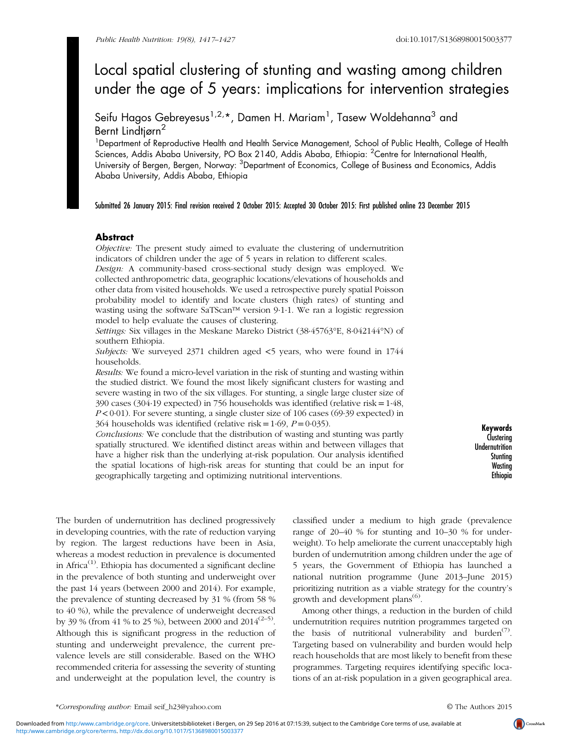# Local spatial clustering of stunting and wasting among children under the age of 5 years: implications for intervention strategies

Seifu Hagos Gebreyesus[1,2,*], Damen H. Mariam[1], Tasew Woldehanna[3] and Bernt Lindtjørn[2]

[1]Department of Reproductive Health and Health Service Management, School of Public Health, College of Health Sciences, Addis Ababa University, PO Box 2140, Addis Ababa, Ethiopia: [2]Centre for International Health, University of Bergen, Bergen, Norway: [3]Department of Economics, College of Business and Economics, Addis Ababa University, Addis Ababa, Ethiopia

Submitted 26 January 2015: Final revision received 2 October 2015: Accepted 30 October 2015: First published online 23 December 2015

## Abstract

*Objective:* The present study aimed to evaluate the clustering of undernutrition indicators of children under the age of 5 years in relation to different scales.

*Design:* A community-based cross-sectional study design was employed. We collected anthropometric data, geographic locations/elevations of households and other data from visited households. We used a retrospective purely spatial Poisson probability model to identify and locate clusters (high rates) of stunting and wasting using the software SaTScan™ version 9·1·1. We ran a logistic regression model to help evaluate the causes of clustering.

*Settings:* Six villages in the Meskane Mareko District (38·45763°E, 8·042144°N) of southern Ethiopia.

*Subjects:* We surveyed 2371 children aged <5 years, who were found in 1744 households.

*Results:* We found a micro-level variation in the risk of stunting and wasting within the studied district. We found the most likely significant clusters for wasting and severe wasting in two of the six villages. For stunting, a single large cluster size of 390 cases (304·19 expected) in 756 households was identified (relative risk = 1·48, $P < 0·01$). For severe stunting, a single cluster size of 106 cases (69·39 expected) in 364 households was identified (relative risk = 1·69, $P = 0·035$).

*Conclusions:* We conclude that the distribution of wasting and stunting was partly spatially structured. We identified distinct areas within and between villages that have a higher risk than the underlying at-risk population. Our analysis identified the spatial locations of high-risk areas for stunting that could be an input for geographically targeting and optimizing nutritional interventions.

**Keywords**
Clustering
Undernutrition
Stunting
Wasting
Ethiopia

The burden of undernutrition has declined progressively in developing countries, with the rate of reduction varying by region. The largest reductions have been in Asia, whereas a modest reduction in prevalence is documented in Africa[1]. Ethiopia has documented a significant decline in the prevalence of both stunting and underweight over the past 14 years (between 2000 and 2014). For example, the prevalence of stunting decreased by 31 % (from 58 % to 40 %), while the prevalence of underweight decreased by 39 % (from 41 % to 25 %), between 2000 and 2014[2–5]. Although this is significant progress in the reduction of stunting and underweight prevalence, the current prevalence levels are still considerable. Based on the WHO recommended criteria for assessing the severity of stunting and underweight at the population level, the country is classified under a medium to high grade (prevalence range of 20–40 % for stunting and 10–30 % for underweight). To help ameliorate the current unacceptably high burden of undernutrition among children under the age of 5 years, the Government of Ethiopia has launched a national nutrition programme (June 2013–June 2015) prioritizing nutrition as a viable strategy for the country's growth and development plans[6].

Among other things, a reduction in the burden of child undernutrition requires nutrition programmes targeted on the basis of nutritional vulnerability and burden[7]. Targeting based on vulnerability and burden would help reach households that are most likely to benefit from these programmes. Targeting requires identifying specific locations of an at-risk population in a given geographical area.

*Corresponding author: Email seif_h23@yahoo.com

© The Authors 2015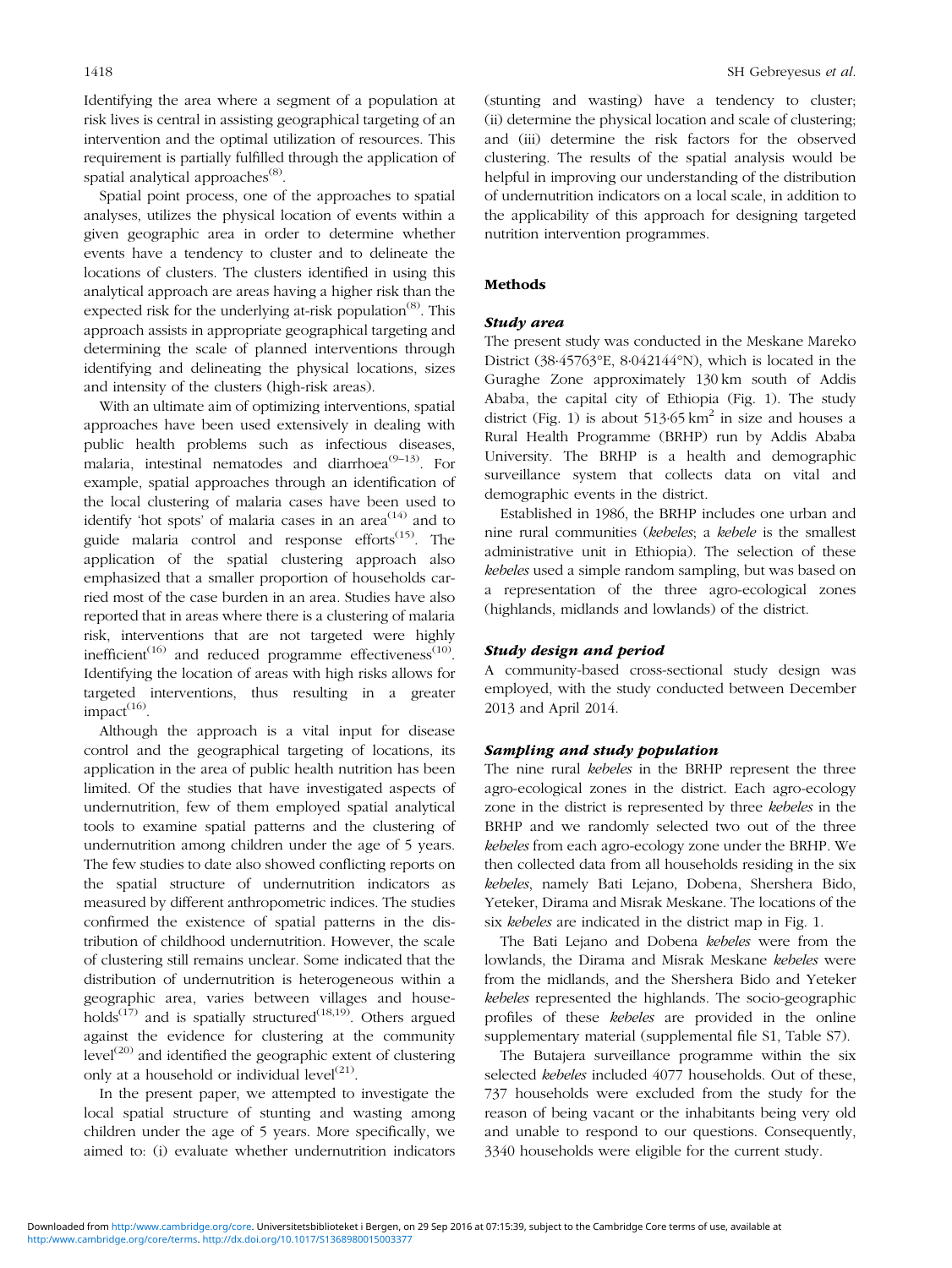Identifying the area where a segment of a population at risk lives is central in assisting geographical targeting of an intervention and the optimal utilization of resources. This requirement is partially fulfilled through the application of spatial analytical approaches[8].

Spatial point process, one of the approaches to spatial analyses, utilizes the physical location of events within a given geographic area in order to determine whether events have a tendency to cluster and to delineate the locations of clusters. The clusters identified in using this analytical approach are areas having a higher risk than the expected risk for the underlying at-risk population[8]. This approach assists in appropriate geographical targeting and determining the scale of planned interventions through identifying and delineating the physical locations, sizes and intensity of the clusters (high-risk areas).

With an ultimate aim of optimizing interventions, spatial approaches have been used extensively in dealing with public health problems such as infectious diseases, malaria, intestinal nematodes and diarrhoea[9–13]. For example, spatial approaches through an identification of the local clustering of malaria cases have been used to identify 'hot spots' of malaria cases in an area[14] and to guide malaria control and response efforts[15]. The application of the spatial clustering approach also emphasized that a smaller proportion of households carried most of the case burden in an area. Studies have also reported that in areas where there is a clustering of malaria risk, interventions that are not targeted were highly inefficient[16] and reduced programme effectiveness[10]. Identifying the location of areas with high risks allows for targeted interventions, thus resulting in a greater impact[16].

Although the approach is a vital input for disease control and the geographical targeting of locations, its application in the area of public health nutrition has been limited. Of the studies that have investigated aspects of undernutrition, few of them employed spatial analytical tools to examine spatial patterns and the clustering of undernutrition among children under the age of 5 years. The few studies to date also showed conflicting reports on the spatial structure of undernutrition indicators as measured by different anthropometric indices. The studies confirmed the existence of spatial patterns in the distribution of childhood undernutrition. However, the scale of clustering still remains unclear. Some indicated that the distribution of undernutrition is heterogeneous within a geographic area, varies between villages and households[17] and is spatially structured[18,19]. Others argued against the evidence for clustering at the community level[20] and identified the geographic extent of clustering only at a household or individual level[21].

In the present paper, we attempted to investigate the local spatial structure of stunting and wasting among children under the age of 5 years. More specifically, we aimed to: (i) evaluate whether undernutrition indicators (stunting and wasting) have a tendency to cluster; (ii) determine the physical location and scale of clustering; and (iii) determine the risk factors for the observed clustering. The results of the spatial analysis would be helpful in improving our understanding of the distribution of undernutrition indicators on a local scale, in addition to the applicability of this approach for designing targeted nutrition intervention programmes.

## Methods

### *Study area*

The present study was conducted in the Meskane Mareko District (38·45763°E, 8·042144°N), which is located in the Guraghe Zone approximately 130 km south of Addis Ababa, the capital city of Ethiopia (Fig. 1). The study district (Fig. 1) is about 513·65 km$^2$ in size and houses a Rural Health Programme (BRHP) run by Addis Ababa University. The BRHP is a health and demographic surveillance system that collects data on vital and demographic events in the district.

Established in 1986, the BRHP includes one urban and nine rural communities (*kebeles*; a *kebele* is the smallest administrative unit in Ethiopia). The selection of these *kebeles* used a simple random sampling, but was based on a representation of the three agro-ecological zones (highlands, midlands and lowlands) of the district.

### *Study design and period*

A community-based cross-sectional study design was employed, with the study conducted between December 2013 and April 2014.

### *Sampling and study population*

The nine rural *kebeles* in the BRHP represent the three agro-ecological zones in the district. Each agro-ecology zone in the district is represented by three *kebeles* in the BRHP and we randomly selected two out of the three *kebeles* from each agro-ecology zone under the BRHP. We then collected data from all households residing in the six *kebeles*, namely Bati Lejano, Dobena, Shershera Bido, Yeteker, Dirama and Misrak Meskane. The locations of the six *kebeles* are indicated in the district map in Fig. 1.

The Bati Lejano and Dobena *kebeles* were from the lowlands, the Dirama and Misrak Meskane *kebeles* were from the midlands, and the Shershera Bido and Yeteker *kebeles* represented the highlands. The socio-geographic profiles of these *kebeles* are provided in the online supplementary material (supplemental file S1, Table S7).

The Butajera surveillance programme within the six selected *kebeles* included 4077 households. Out of these, 737 households were excluded from the study for the reason of being vacant or the inhabitants being very old and unable to respond to our questions. Consequently, 3340 households were eligible for the current study.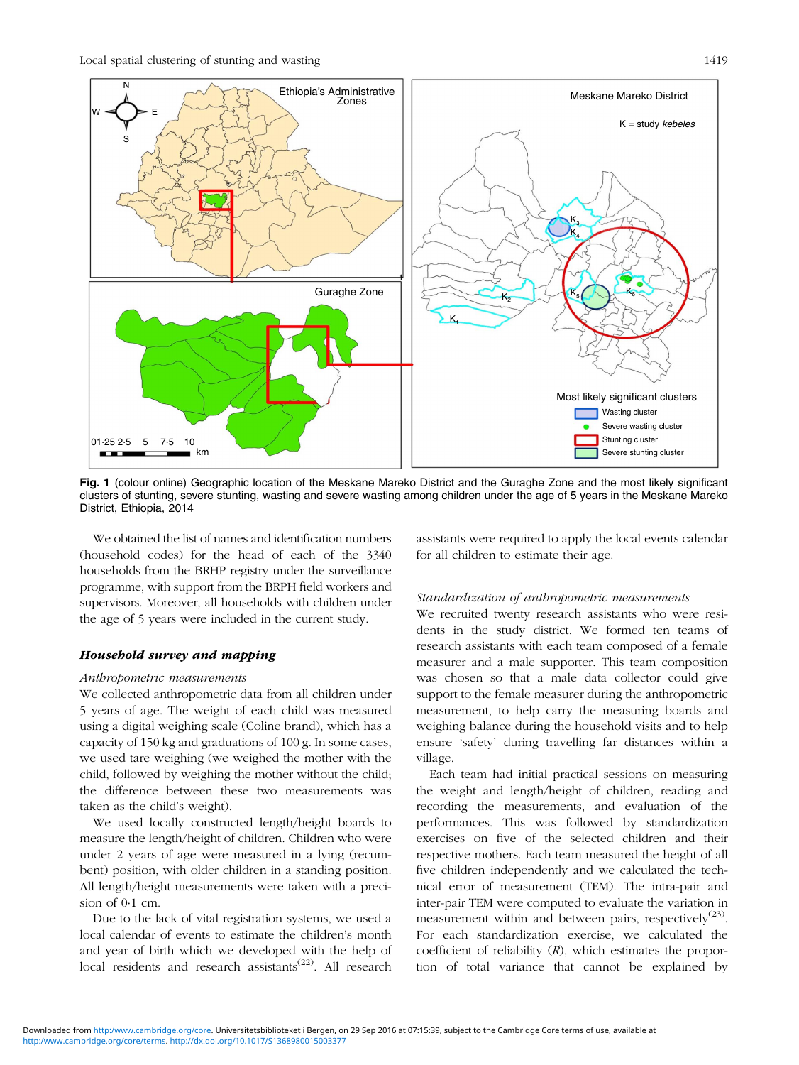**Fig. 1** (colour online) Geographic location of the Meskane Mareko District and the Guraghe Zone and the most likely significant clusters of stunting, severe stunting, wasting and severe wasting among children under the age of 5 years in the Meskane Mareko District, Ethiopia, 2014

We obtained the list of names and identification numbers (household codes) for the head of each of the 3340 households from the BRHP registry under the surveillance programme, with support from the BRPH field workers and supervisors. Moreover, all households with children under the age of 5 years were included in the current study.

### *Household survey and mapping*

#### *Anthropometric measurements*

We collected anthropometric data from all children under 5 years of age. The weight of each child was measured using a digital weighing scale (Coline brand), which has a capacity of 150 kg and graduations of 100 g. In some cases, we used tare weighing (we weighed the mother with the child, followed by weighing the mother without the child; the difference between these two measurements was taken as the child's weight).

We used locally constructed length/height boards to measure the length/height of children. Children who were under 2 years of age were measured in a lying (recumbent) position, with older children in a standing position. All length/height measurements were taken with a precision of 0·1 cm.

Due to the lack of vital registration systems, we used a local calendar of events to estimate the children's month and year of birth which we developed with the help of local residents and research assistants[22]. All research assistants were required to apply the local events calendar for all children to estimate their age.

#### *Standardization of anthropometric measurements*

We recruited twenty research assistants who were residents in the study district. We formed ten teams of research assistants with each team composed of a female measurer and a male supporter. This team composition was chosen so that a male data collector could give support to the female measurer during the anthropometric measurement, to help carry the measuring boards and weighing balance during the household visits and to help ensure 'safety' during travelling far distances within a village.

Each team had initial practical sessions on measuring the weight and length/height of children, reading and recording the measurements, and evaluation of the performances. This was followed by standardization exercises on five of the selected children and their respective mothers. Each team measured the height of all five children independently and we calculated the technical error of measurement (TEM). The intra-pair and inter-pair TEM were computed to evaluate the variation in measurement within and between pairs, respectively[23]. For each standardization exercise, we calculated the coefficient of reliability ($R$), which estimates the proportion of total variance that cannot be explained by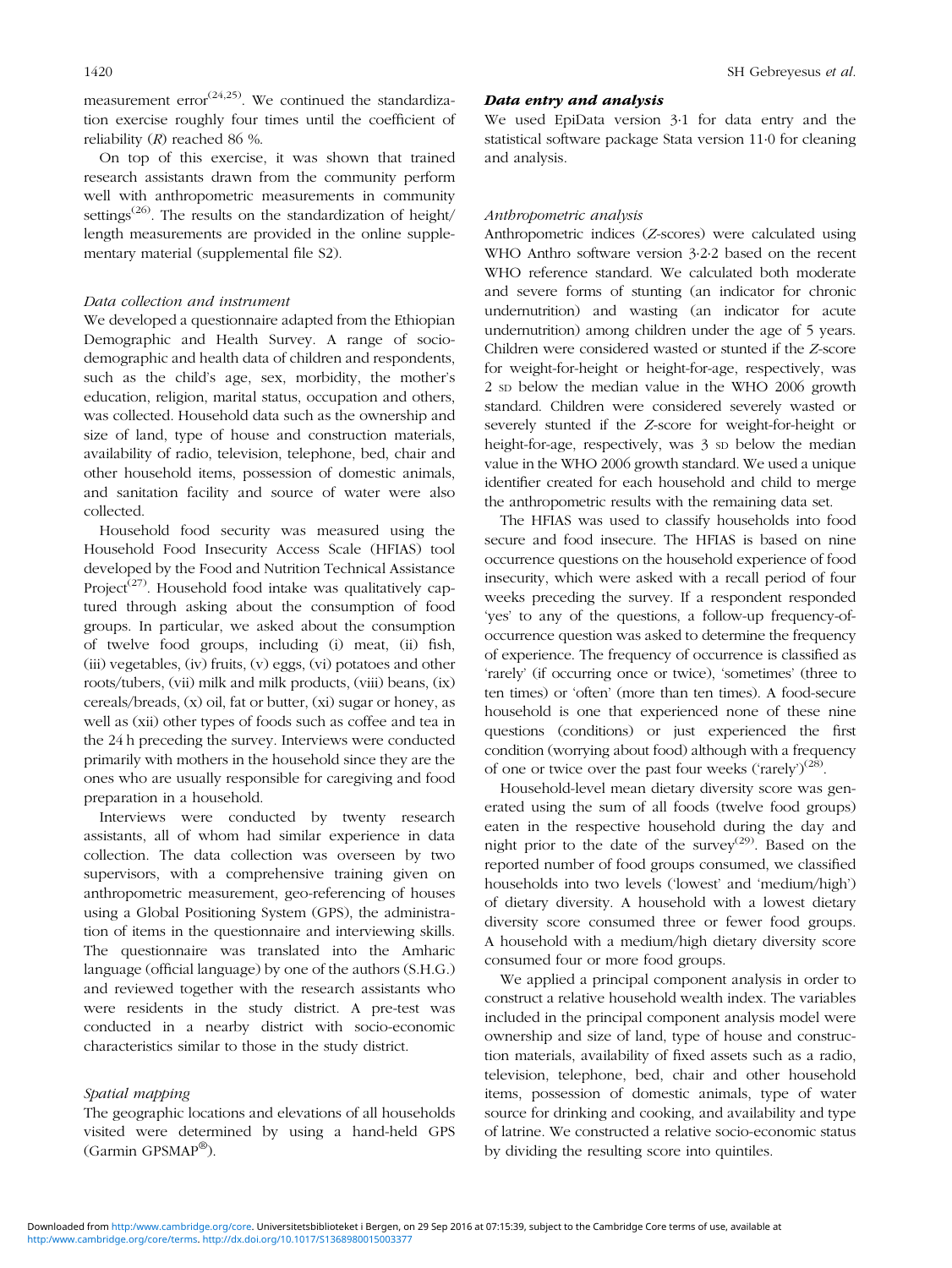measurement error[24,25]. We continued the standardization exercise roughly four times until the coefficient of reliability ($R$) reached 86 %.

On top of this exercise, it was shown that trained research assistants drawn from the community perform well with anthropometric measurements in community settings[26]. The results on the standardization of height/length measurements are provided in the online supplementary material (supplemental file S2).

### Data collection and instrument

We developed a questionnaire adapted from the Ethiopian Demographic and Health Survey. A range of sociodemographic and health data of children and respondents, such as the child's age, sex, morbidity, the mother's education, religion, marital status, occupation and others, was collected. Household data such as the ownership and size of land, type of house and construction materials, availability of radio, television, telephone, bed, chair and other household items, possession of domestic animals, and sanitation facility and source of water were also collected.

Household food security was measured using the Household Food Insecurity Access Scale (HFIAS) tool developed by the Food and Nutrition Technical Assistance Project[27]. Household food intake was qualitatively captured through asking about the consumption of food groups. In particular, we asked about the consumption of twelve food groups, including (i) meat, (ii) fish, (iii) vegetables, (iv) fruits, (v) eggs, (vi) potatoes and other roots/tubers, (vii) milk and milk products, (viii) beans, (ix) cereals/breads, (x) oil, fat or butter, (xi) sugar or honey, as well as (xii) other types of foods such as coffee and tea in the 24 h preceding the survey. Interviews were conducted primarily with mothers in the household since they are the ones who are usually responsible for caregiving and food preparation in a household.

Interviews were conducted by twenty research assistants, all of whom had similar experience in data collection. The data collection was overseen by two supervisors, with a comprehensive training given on anthropometric measurement, geo-referencing of houses using a Global Positioning System (GPS), the administration of items in the questionnaire and interviewing skills. The questionnaire was translated into the Amharic language (official language) by one of the authors (S.H.G.) and reviewed together with the research assistants who were residents in the study district. A pre-test was conducted in a nearby district with socio-economic characteristics similar to those in the study district.

### Spatial mapping

The geographic locations and elevations of all households visited were determined by using a hand-held GPS (Garmin GPSMAP®).

## *Data entry and analysis*

We used EpiData version 3·1 for data entry and the statistical software package Stata version 11·0 for cleaning and analysis.

### Anthropometric analysis

Anthropometric indices ($Z$-scores) were calculated using WHO Anthro software version 3·2·2 based on the recent WHO reference standard. We calculated both moderate and severe forms of stunting (an indicator for chronic undernutrition) and wasting (an indicator for acute undernutrition) among children under the age of 5 years. Children were considered wasted or stunted if the $Z$-score for weight-for-height or height-for-age, respectively, was 2 SD below the median value in the WHO 2006 growth standard. Children were considered severely wasted or severely stunted if the $Z$-score for weight-for-height or height-for-age, respectively, was 3 SD below the median value in the WHO 2006 growth standard. We used a unique identifier created for each household and child to merge the anthropometric results with the remaining data set.

The HFIAS was used to classify households into food secure and food insecure. The HFIAS is based on nine occurrence questions on the household experience of food insecurity, which were asked with a recall period of four weeks preceding the survey. If a respondent responded 'yes' to any of the questions, a follow-up frequency-of-occurrence question was asked to determine the frequency of experience. The frequency of occurrence is classified as 'rarely' (if occurring once or twice), 'sometimes' (three to ten times) or 'often' (more than ten times). A food-secure household is one that experienced none of these nine questions (conditions) or just experienced the first condition (worrying about food) although with a frequency of one or twice over the past four weeks ('rarely')[28].

Household-level mean dietary diversity score was generated using the sum of all foods (twelve food groups) eaten in the respective household during the day and night prior to the date of the survey[29]. Based on the reported number of food groups consumed, we classified households into two levels ('lowest' and 'medium/high') of dietary diversity. A household with a lowest dietary diversity score consumed three or fewer food groups. A household with a medium/high dietary diversity score consumed four or more food groups.

We applied a principal component analysis in order to construct a relative household wealth index. The variables included in the principal component analysis model were ownership and size of land, type of house and construction materials, availability of fixed assets such as a radio, television, telephone, bed, chair and other household items, possession of domestic animals, type of water source for drinking and cooking, and availability and type of latrine. We constructed a relative socio-economic status by dividing the resulting score into quintiles.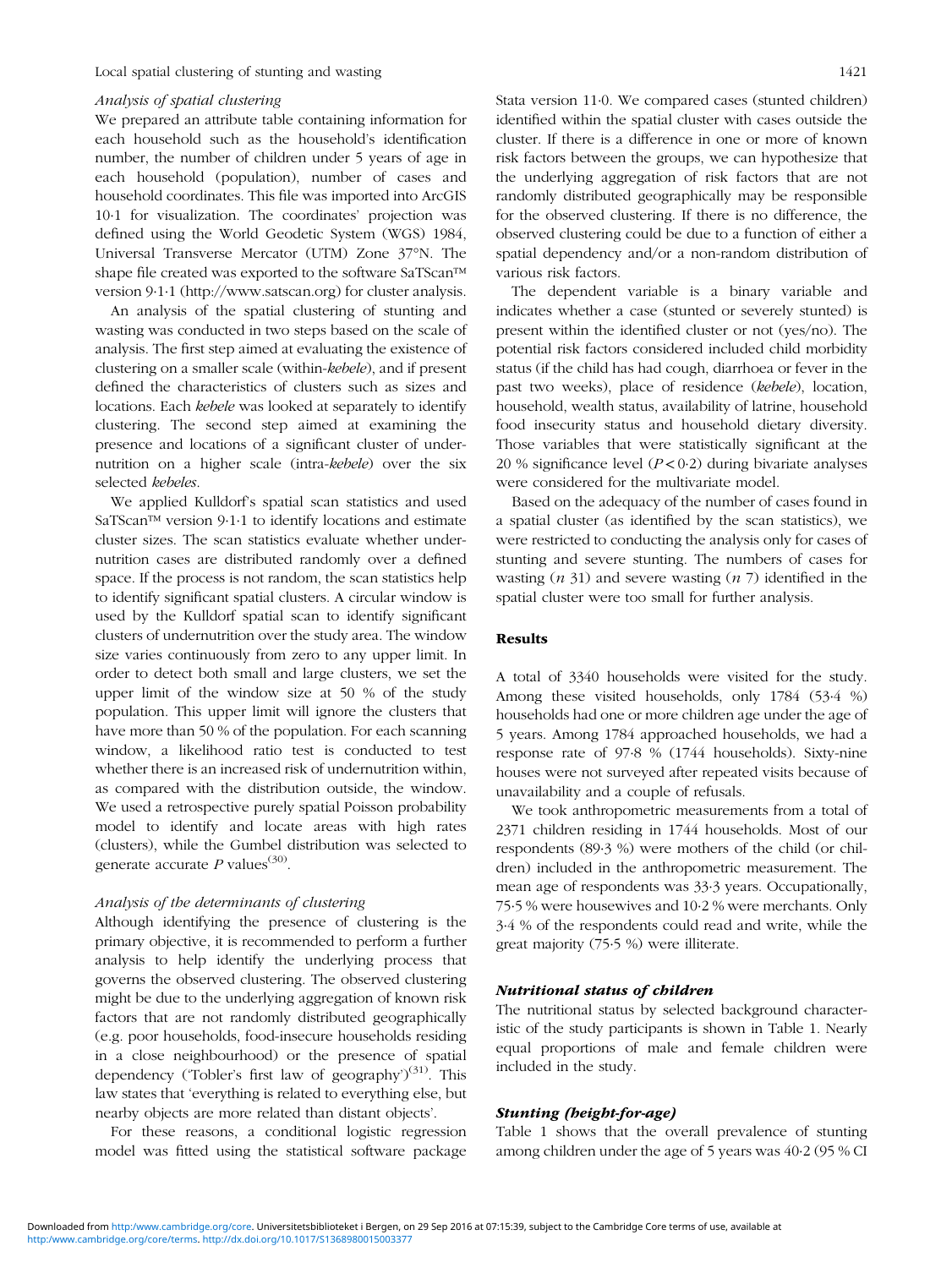### *Analysis of spatial clustering*

We prepared an attribute table containing information for each household such as the household's identification number, the number of children under 5 years of age in each household (population), number of cases and household coordinates. This file was imported into ArcGIS 10·1 for visualization. The coordinates' projection was defined using the World Geodetic System (WGS) 1984, Universal Transverse Mercator (UTM) Zone 37°N. The shape file created was exported to the software SaTScan™ version 9·1·1 (http://www.satscan.org) for cluster analysis.

An analysis of the spatial clustering of stunting and wasting was conducted in two steps based on the scale of analysis. The first step aimed at evaluating the existence of clustering on a smaller scale (within-*kebele*), and if present defined the characteristics of clusters such as sizes and locations. Each *kebele* was looked at separately to identify clustering. The second step aimed at examining the presence and locations of a significant cluster of undernutrition on a higher scale (intra-*kebele*) over the six selected *kebeles*.

We applied Kulldorf's spatial scan statistics and used SaTScan™ version 9·1·1 to identify locations and estimate cluster sizes. The scan statistics evaluate whether undernutrition cases are distributed randomly over a defined space. If the process is not random, the scan statistics help to identify significant spatial clusters. A circular window is used by the Kulldorf spatial scan to identify significant clusters of undernutrition over the study area. The window size varies continuously from zero to any upper limit. In order to detect both small and large clusters, we set the upper limit of the window size at 50 % of the study population. This upper limit will ignore the clusters that have more than 50 % of the population. For each scanning window, a likelihood ratio test is conducted to test whether there is an increased risk of undernutrition within, as compared with the distribution outside, the window. We used a retrospective purely spatial Poisson probability model to identify and locate areas with high rates (clusters), while the Gumbel distribution was selected to generate accurate *P* values[30].

### *Analysis of the determinants of clustering*

Although identifying the presence of clustering is the primary objective, it is recommended to perform a further analysis to help identify the underlying process that governs the observed clustering. The observed clustering might be due to the underlying aggregation of known risk factors that are not randomly distributed geographically (e.g. poor households, food-insecure households residing in a close neighbourhood) or the presence of spatial dependency ('Tobler's first law of geography')[31]. This law states that 'everything is related to everything else, but nearby objects are more related than distant objects'.

For these reasons, a conditional logistic regression model was fitted using the statistical software package Stata version 11·0. We compared cases (stunted children) identified within the spatial cluster with cases outside the cluster. If there is a difference in one or more of known risk factors between the groups, we can hypothesize that the underlying aggregation of risk factors that are not randomly distributed geographically may be responsible for the observed clustering. If there is no difference, the observed clustering could be due to a function of either a spatial dependency and/or a non-random distribution of various risk factors.

The dependent variable is a binary variable and indicates whether a case (stunted or severely stunted) is present within the identified cluster or not (yes/no). The potential risk factors considered included child morbidity status (if the child has had cough, diarrhoea or fever in the past two weeks), place of residence (*kebele*), location, household, wealth status, availability of latrine, household food insecurity status and household dietary diversity. Those variables that were statistically significant at the 20 % significance level ($P < 0·2$) during bivariate analyses were considered for the multivariate model.

Based on the adequacy of the number of cases found in a spatial cluster (as identified by the scan statistics), we were restricted to conducting the analysis only for cases of stunting and severe stunting. The numbers of cases for wasting (*n* 31) and severe wasting (*n* 7) identified in the spatial cluster were too small for further analysis.

## Results

A total of 3340 households were visited for the study. Among these visited households, only 1784 (53·4 %) households had one or more children age under the age of 5 years. Among 1784 approached households, we had a response rate of 97·8 % (1744 households). Sixty-nine houses were not surveyed after repeated visits because of unavailability and a couple of refusals.

We took anthropometric measurements from a total of 2371 children residing in 1744 households. Most of our respondents (89·3 %) were mothers of the child (or children) included in the anthropometric measurement. The mean age of respondents was 33·3 years. Occupationally, 75·5 % were housewives and 10·2 % were merchants. Only 3·4 % of the respondents could read and write, while the great majority (75·5 %) were illiterate.

### *Nutritional status of children*

The nutritional status by selected background characteristic of the study participants is shown in Table 1. Nearly equal proportions of male and female children were included in the study.

### *Stunting (height-for-age)*

Table 1 shows that the overall prevalence of stunting among children under the age of 5 years was 40·2 (95 % CI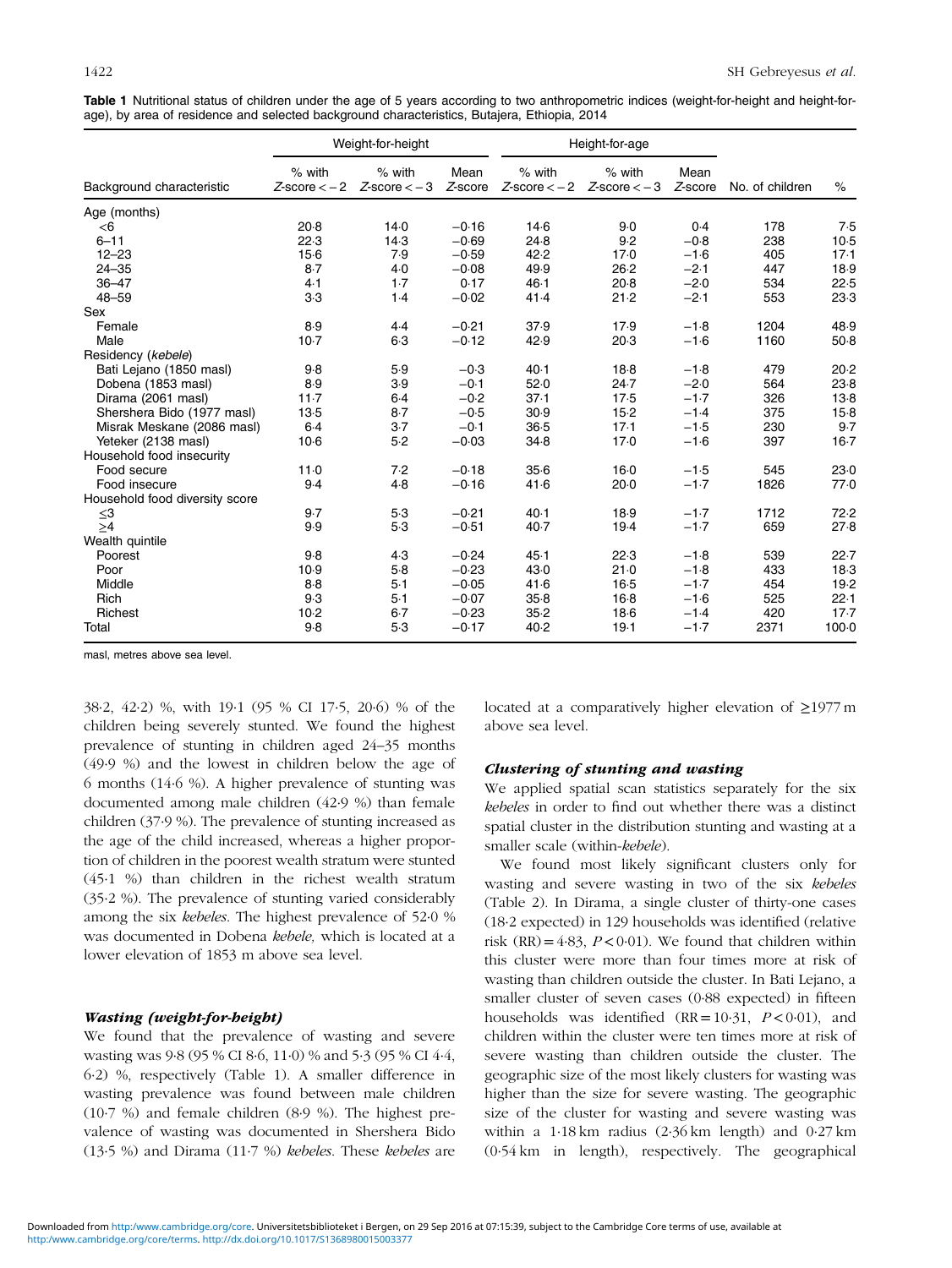**Table 1** Nutritional status of children under the age of 5 years according to two anthropometric indices (weight-for-height and height-for-age), by area of residence and selected background characteristics, Butajera, Ethiopia, 2014

| | Weight-for-height | | | Height-for-age | | | | |
|---|---|---|---|---|---|---|---|---|
| Background characteristic | % with *Z*-score < −2 | % with *Z*-score < −3 | Mean *Z*-score | % with *Z*-score < −2 | % with *Z*-score < −3 | Mean *Z*-score | No. of children | % |
| Age (months) | | | | | | | | |
| <6 | 20·8 | 14·0 | −0·16 | 14·6 | 9·0 | 0·4 | 178 | 7·5 |
| 6–11 | 22·3 | 14·3 | −0·69 | 24·8 | 9·2 | −0·8 | 238 | 10·5 |
| 12–23 | 15·6 | 7·9 | −0·59 | 42·2 | 17·0 | −1·6 | 405 | 17·1 |
| 24–35 | 8·7 | 4·0 | −0·08 | 49·9 | 26·2 | −2·1 | 447 | 18·9 |
| 36–47 | 4·1 | 1·7 | 0·17 | 46·1 | 20·8 | −2·0 | 534 | 22·5 |
| 48–59 | 3·3 | 1·4 | −0·02 | 41·4 | 21·2 | −2·1 | 553 | 23·3 |
| Sex | | | | | | | | |
| Female | 8·9 | 4·4 | −0·21 | 37·9 | 17·9 | −1·8 | 1204 | 48·9 |
| Male | 10·7 | 6·3 | −0·12 | 42·9 | 20·3 | −1·6 | 1160 | 50·8 |
| Residency (*kebele*) | | | | | | | | |
| Bati Lejano (1850 masl) | 9·8 | 5·9 | −0·3 | 40·1 | 18·8 | −1·8 | 479 | 20·2 |
| Dobena (1853 masl) | 8·9 | 3·9 | −0·1 | 52·0 | 24·7 | −2·0 | 564 | 23·8 |
| Dirama (2061 masl) | 11·7 | 6·4 | −0·2 | 37·1 | 17·5 | −1·7 | 326 | 13·8 |
| Shershera Bido (1977 masl) | 13·5 | 8·7 | −0·5 | 30·9 | 15·2 | −1·4 | 375 | 15·8 |
| Misrak Meskane (2086 masl) | 6·4 | 3·7 | −0·1 | 36·5 | 17·1 | −1·5 | 230 | 9·7 |
| Yeteker (2138 masl) | 10·6 | 5·2 | −0·03 | 34·8 | 17·0 | −1·6 | 397 | 16·7 |
| Household food insecurity | | | | | | | | |
| Food secure | 11·0 | 7·2 | −0·18 | 35·6 | 16·0 | −1·5 | 545 | 23·0 |
| Food insecure | 9·4 | 4·8 | −0·16 | 41·6 | 20·0 | −1·7 | 1826 | 77·0 |
| Household food diversity score | | | | | | | | |
| ≤3 | 9·7 | 5·3 | −0·21 | 40·1 | 18·9 | −1·7 | 1712 | 72·2 |
| ≥4 | 9·9 | 5·3 | −0·51 | 40·7 | 19·4 | −1·7 | 659 | 27·8 |
| Wealth quintile | | | | | | | | |
| Poorest | 9·8 | 4·3 | −0·24 | 45·1 | 22·3 | −1·8 | 539 | 22·7 |
| Poor | 10·9 | 5·8 | −0·23 | 43·0 | 21·0 | −1·8 | 433 | 18·3 |
| Middle | 8·8 | 5·1 | −0·05 | 41·6 | 16·5 | −1·7 | 454 | 19·2 |
| Rich | 9·3 | 5·1 | −0·07 | 35·8 | 16·8 | −1·6 | 525 | 22·1 |
| Richest | 10·2 | 6·7 | −0·23 | 35·2 | 18·6 | −1·4 | 420 | 17·7 |
| Total | 9·8 | 5·3 | −0·17 | 40·2 | 19·1 | −1·7 | 2371 | 100·0 |

masl, metres above sea level.

38·2, 42·2) %, with 19·1 (95 % CI 17·5, 20·6) % of the children being severely stunted. We found the highest prevalence of stunting in children aged 24–35 months (49·9 %) and the lowest in children below the age of 6 months (14·6 %). A higher prevalence of stunting was documented among male children (42·9 %) than female children (37·9 %). The prevalence of stunting increased as the age of the child increased, whereas a higher proportion of children in the poorest wealth stratum were stunted (45·1 %) than children in the richest wealth stratum (35·2 %). The prevalence of stunting varied considerably among the six *kebeles*. The highest prevalence of 52·0 % was documented in Dobena *kebele,* which is located at a lower elevation of 1853 m above sea level.

### *Wasting (weight-for-height)*

We found that the prevalence of wasting and severe wasting was 9·8 (95 % CI 8·6, 11·0) % and 5·3 (95 % CI 4·4, 6·2) %, respectively (Table 1). A smaller difference in wasting prevalence was found between male children (10·7 %) and female children (8·9 %). The highest prevalence of wasting was documented in Shershera Bido (13·5 %) and Dirama (11·7 %) *kebeles*. These *kebeles* are located at a comparatively higher elevation of ≥1977 m above sea level.

### *Clustering of stunting and wasting*

We applied spatial scan statistics separately for the six *kebeles* in order to find out whether there was a distinct spatial cluster in the distribution stunting and wasting at a smaller scale (within-*kebele*).

We found most likely significant clusters only for wasting and severe wasting in two of the six *kebeles* (Table 2). In Dirama, a single cluster of thirty-one cases (18·2 expected) in 129 households was identified (relative risk (RR) = 4·83, $P < 0·01$). We found that children within this cluster were more than four times more at risk of wasting than children outside the cluster. In Bati Lejano, a smaller cluster of seven cases (0·88 expected) in fifteen households was identified (RR = 10·31, $P < 0·01$), and children within the cluster were ten times more at risk of severe wasting than children outside the cluster. The geographic size of the most likely clusters for wasting was higher than the size for severe wasting. The geographic size of the cluster for wasting and severe wasting was within a 1·18 km radius (2·36 km length) and 0·27 km (0·54 km in length), respectively. The geographical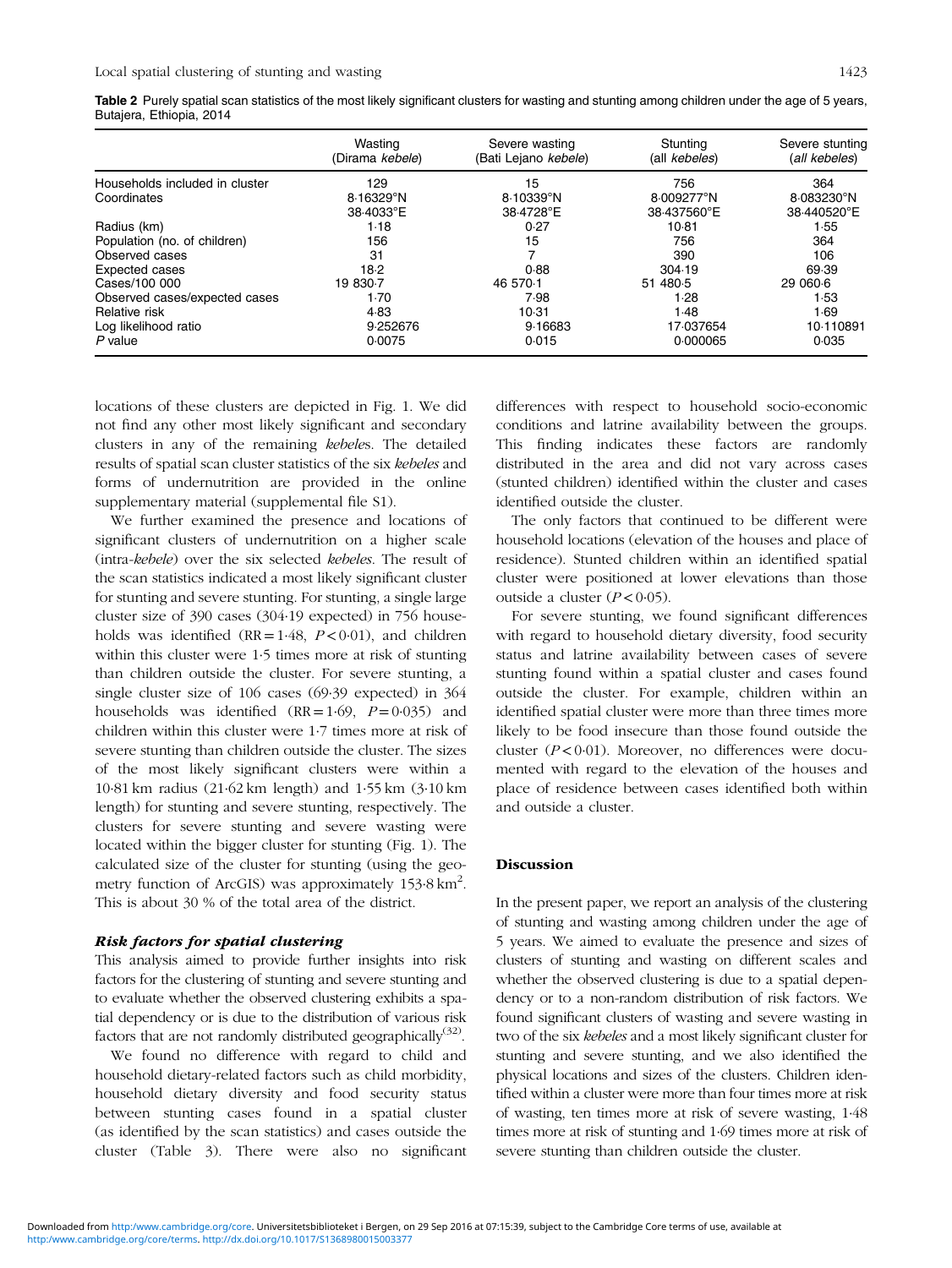**Table 2** Purely spatial scan statistics of the most likely significant clusters for wasting and stunting among children under the age of 5 years, Butajera, Ethiopia, 2014

| | Wasting (Dirama *kebele*) | Severe wasting (Bati Lejano *kebele*) | Stunting (all *kebeles*) | Severe stunting (all *kebeles*) |
|---|---|---|---|---|
| Households included in cluster | 129 | 15 | 756 | 364 |
| Coordinates | 8·16329°N 38·4033°E | 8·10339°N 38·4728°E | 8·009277°N 38·437560°E | 8·083230°N 38·440520°E |
| Radius (km) | 1·18 | 0·27 | 10·81 | 1·55 |
| Population (no. of children) | 156 | 15 | 756 | 364 |
| Observed cases | 31 | 7 | 390 | 106 |
| Expected cases | 18·2 | 0·88 | 304·19 | 69·39 |
| Cases/100 000 | 19 830·7 | 46 570·1 | 51 480·5 | 29 060·6 |
| Observed cases/expected cases | 1·70 | 7·98 | 1·28 | 1·53 |
| Relative risk | 4·83 | 10·31 | 1·48 | 1·69 |
| Log likelihood ratio | 9·252676 | 9·16683 | 17·037654 | 10·110891 |
| *P* value | 0·0075 | 0·015 | 0·000065 | 0·035 |

locations of these clusters are depicted in Fig. 1. We did not find any other most likely significant and secondary clusters in any of the remaining *kebele*s. The detailed results of spatial scan cluster statistics of the six *kebeles* and forms of undernutrition are provided in the online supplementary material (supplemental file S1).

We further examined the presence and locations of significant clusters of undernutrition on a higher scale (intra-*kebele*) over the six selected *kebeles*. The result of the scan statistics indicated a most likely significant cluster for stunting and severe stunting. For stunting, a single large cluster size of 390 cases (304·19 expected) in 756 households was identified (RR = 1·48, $P < 0·01$), and children within this cluster were 1·5 times more at risk of stunting than children outside the cluster. For severe stunting, a single cluster size of 106 cases (69·39 expected) in 364 households was identified (RR = 1·69, $P = 0·035$) and children within this cluster were 1·7 times more at risk of severe stunting than children outside the cluster. The sizes of the most likely significant clusters were within a 10·81 km radius (21·62 km length) and 1·55 km (3·10 km length) for stunting and severe stunting, respectively. The clusters for severe stunting and severe wasting were located within the bigger cluster for stunting (Fig. 1). The calculated size of the cluster for stunting (using the geometry function of ArcGIS) was approximately 153·8 $km^2$. This is about 30 % of the total area of the district.

### *Risk factors for spatial clustering*

This analysis aimed to provide further insights into risk factors for the clustering of stunting and severe stunting and to evaluate whether the observed clustering exhibits a spatial dependency or is due to the distribution of various risk factors that are not randomly distributed geographically[32].

We found no difference with regard to child and household dietary-related factors such as child morbidity, household dietary diversity and food security status between stunting cases found in a spatial cluster (as identified by the scan statistics) and cases outside the cluster (Table 3). There were also no significant differences with respect to household socio-economic conditions and latrine availability between the groups. This finding indicates these factors are randomly distributed in the area and did not vary across cases (stunted children) identified within the cluster and cases identified outside the cluster.

The only factors that continued to be different were household locations (elevation of the houses and place of residence). Stunted children within an identified spatial cluster were positioned at lower elevations than those outside a cluster ($P < 0·05$).

For severe stunting, we found significant differences with regard to household dietary diversity, food security status and latrine availability between cases of severe stunting found within a spatial cluster and cases found outside the cluster. For example, children within an identified spatial cluster were more than three times more likely to be food insecure than those found outside the cluster ($P < 0·01$). Moreover, no differences were documented with regard to the elevation of the houses and place of residence between cases identified both within and outside a cluster.

## Discussion

In the present paper, we report an analysis of the clustering of stunting and wasting among children under the age of 5 years. We aimed to evaluate the presence and sizes of clusters of stunting and wasting on different scales and whether the observed clustering is due to a spatial dependency or to a non-random distribution of risk factors. We found significant clusters of wasting and severe wasting in two of the six *kebeles* and a most likely significant cluster for stunting and severe stunting, and we also identified the physical locations and sizes of the clusters. Children identified within a cluster were more than four times more at risk of wasting, ten times more at risk of severe wasting, 1·48 times more at risk of stunting and 1·69 times more at risk of severe stunting than children outside the cluster.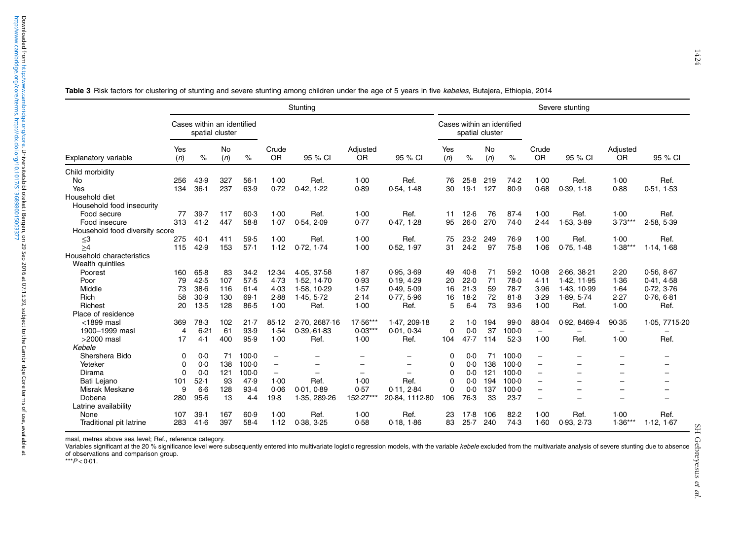**Table 3** Risk factors for clustering of stunting and severe stunting among children under the age of 5 years in five *kebeles*, Butajera, Ethiopia, 2014

| | Stunting | | | | | | | | Severe stunting | | | | | | | |
|---|---|---|---|---|---|---|---|---|---|---|---|---|---|---|---|---|
| | Cases within an identified spatial cluster | | | | | | | | Cases within an identified spatial cluster | | | | | | | |
| Explanatory variable | Yes (*n*) | % | No (*n*) | % | Crude OR | 95 % CI | Adjusted OR | 95 % CI | Yes (*n*) | % | No (*n*) | % | Crude OR | 95 % CI | Adjusted OR | 95 % CI |
| Child morbidity | | | | | | | | | | | | | | | | |
| No | 256 | 43·9 | 327 | 56·1 | 1·00 | Ref. | 1·00 | Ref. | 76 | 25·8 | 219 | 74·2 | 1·00 | Ref. | 1·00 | Ref. |
| Yes | 134 | 36·1 | 237 | 63·9 | 0·72 | 0·42, 1·22 | 0·89 | 0·54, 1·48 | 30 | 19·1 | 127 | 80·9 | 0·68 | 0·39, 1·18 | 0·88 | 0·51, 1·53 |
| Household diet | | | | | | | | | | | | | | | | |
| Household food insecurity | | | | | | | | | | | | | | | | |
| Food secure | 77 | 39·7 | 117 | 60·3 | 1·00 | Ref. | 1·00 | Ref. | 11 | 12·6 | 76 | 87·4 | 1·00 | Ref. | 1·00 | Ref. |
| Food insecure | 313 | 41·2 | 447 | 58·8 | 1·07 | 0·54, 2·09 | 0·77 | 0·47, 1·28 | 95 | 26·0 | 270 | 74·0 | 2·44 | 1·53, 3·89 | 3·73*** | 2·58, 5·39 |
| Household food diversity score | | | | | | | | | | | | | | | | |
| ≤3 | 275 | 40·1 | 411 | 59·5 | 1·00 | Ref. | 1·00 | Ref. | 75 | 23·2 | 249 | 76·9 | 1·00 | Ref. | 1·00 | Ref. |
| ≥4 | 115 | 42·9 | 153 | 57·1 | 1·12 | 0·72, 1·74 | 1·00 | 0·52, 1·97 | 31 | 24·2 | 97 | 75·8 | 1·06 | 0·75, 1·48 | 1·38*** | 1·14, 1·68 |
| Household characteristics | | | | | | | | | | | | | | | | |
| Wealth quintiles | | | | | | | | | | | | | | | | |
| Poorest | 160 | 65·8 | 83 | 34·2 | 12·34 | 4·05, 37·58 | 1·87 | 0·95, 3·69 | 49 | 40·8 | 71 | 59·2 | 10·08 | 2·66, 38·21 | 2·20 | 0·56, 8·67 |
| Poor | 79 | 42·5 | 107 | 57·5 | 4·73 | 1·52, 14·70 | 0·93 | 0·19, 4·29 | 20 | 22·0 | 71 | 78·0 | 4·11 | 1·42, 11·95 | 1·36 | 0·41, 4·58 |
| Middle | 73 | 38·6 | 116 | 61·4 | 4·03 | 1·58, 10·29 | 1·57 | 0·49, 5·09 | 16 | 21·3 | 59 | 78·7 | 3·96 | 1·43, 10·99 | 1·64 | 0·72, 3·76 |
| Rich | 58 | 30·9 | 130 | 69·1 | 2·88 | 1·45, 5·72 | 2·14 | 0·77, 5·96 | 16 | 18·2 | 72 | 81·8 | 3·29 | 1·89, 5·74 | 2·27 | 0·76, 6·81 |
| Richest | 20 | 13·5 | 128 | 86·5 | 1·00 | Ref. | 1·00 | Ref. | 5 | 6·4 | 73 | 93·6 | 1·00 | Ref. | 1·00 | Ref. |
| Place of residence | | | | | | | | | | | | | | | | |
| <1899 masl | 369 | 78·3 | 102 | 21·7 | 85·12 | 2·70, 2687·16 | 17·56*** | 1·47, 209·18 | 2 | 1·0 | 194 | 99·0 | 88·04 | 0·92, 8469·4 | 90·35 | 1·05, 7715·20 |
| 1900–1999 masl | 4 | 6·21 | 61 | 93·9 | 1·54 | 0·39,·61·83 | 0·03*** | 0·01, 0·34 | 0 | 0·0 | 37 | 100·0 | – | – | – | – |
| >2000 masl | 17 | 4·1 | 400 | 95·9 | 1·00 | Ref. | 1·00 | Ref. | 104 | 47·7 | 114 | 52·3 | 1·00 | Ref. | 1·00 | Ref. |
| *Kebele* | | | | | | | | | | | | | | | | |
| Shershera Bido | 0 | 0·0 | 71 | 100·0 | – | – | – | – | 0 | 0·0 | 71 | 100·0 | – | – | – | – |
| Yeteker | 0 | 0·0 | 138 | 100·0 | – | – | – | – | 0 | 0·0 | 138 | 100·0 | – | – | – | – |
| Dirama | 0 | 0·0 | 121 | 100·0 | – | – | – | – | 0 | 0·0 | 121 | 100·0 | – | – | – | – |
| Bati Lejano | 101 | 52·1 | 93 | 47·9 | 1·00 | Ref. | 1·00 | Ref. | 0 | 0·0 | 194 | 100·0 | – | – | – | – |
| Misrak Meskane | 9 | 6·6 | 128 | 93·4 | 0·06 | 0·01, 0·89 | 0·57 | 0·11, 2·84 | 0 | 0·0 | 137 | 100·0 | – | – | – | – |
| Dobena | 280 | 95·6 | 13 | 4·4 | 19·8 | 1·35, 289·26 | 152·27*** | 20·84, 1112·80 | 106 | 76·3 | 33 | 23·7 | – | – | – | – |
| Latrine availability | | | | | | | | | | | | | | | | |
| None | 107 | 39·1 | 167 | 60·9 | 1·00 | Ref. | 1·00 | Ref. | 23 | 17·8 | 106 | 82·2 | 1·00 | Ref. | 1·00 | Ref. |
| Traditional pit latrine | 283 | 41·6 | 397 | 58·4 | 1·12 | 0·38, 3·25 | 0·58 | 0·18, 1·86 | 83 | 25·7 | 240 | 74·3 | 1·60 | 0·93, 2·73 | 1·36*** | 1·12, 1·67 |

masl, metres above sea level; Ref., reference category.
Variables significant at the 20 % significance level were subsequently entered into multivariate logistic regression models, with the variable *kebele* excluded from the multivariate analysis of severe stunting due to absence of observations and comparison group.
***$P<0·01$.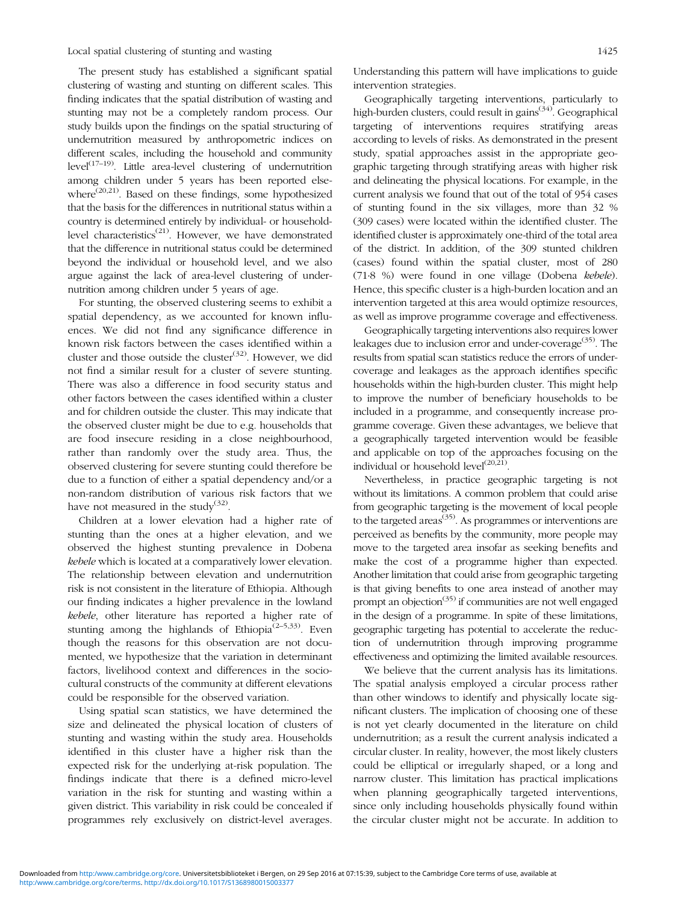The present study has established a significant spatial clustering of wasting and stunting on different scales. This finding indicates that the spatial distribution of wasting and stunting may not be a completely random process. Our study builds upon the findings on the spatial structuring of undernutrition measured by anthropometric indices on different scales, including the household and community level[17–19]. Little area-level clustering of undernutrition among children under 5 years has been reported elsewhere[20,21]. Based on these findings, some hypothesized that the basis for the differences in nutritional status within a country is determined entirely by individual- or household-level characteristics[21]. However, we have demonstrated that the difference in nutritional status could be determined beyond the individual or household level, and we also argue against the lack of area-level clustering of undernutrition among children under 5 years of age.

For stunting, the observed clustering seems to exhibit a spatial dependency, as we accounted for known influences. We did not find any significance difference in known risk factors between the cases identified within a cluster and those outside the cluster[32]. However, we did not find a similar result for a cluster of severe stunting. There was also a difference in food security status and other factors between the cases identified within a cluster and for children outside the cluster. This may indicate that the observed cluster might be due to e.g. households that are food insecure residing in a close neighbourhood, rather than randomly over the study area. Thus, the observed clustering for severe stunting could therefore be due to a function of either a spatial dependency and/or a non-random distribution of various risk factors that we have not measured in the study[32].

Children at a lower elevation had a higher rate of stunting than the ones at a higher elevation, and we observed the highest stunting prevalence in Dobena *kebele* which is located at a comparatively lower elevation. The relationship between elevation and undernutrition risk is not consistent in the literature of Ethiopia. Although our finding indicates a higher prevalence in the lowland *kebele*, other literature has reported a higher rate of stunting among the highlands of Ethiopia[2–5,33]. Even though the reasons for this observation are not documented, we hypothesize that the variation in determinant factors, livelihood context and differences in the socio-cultural constructs of the community at different elevations could be responsible for the observed variation.

Using spatial scan statistics, we have determined the size and delineated the physical location of clusters of stunting and wasting within the study area. Households identified in this cluster have a higher risk than the expected risk for the underlying at-risk population. The findings indicate that there is a defined micro-level variation in the risk for stunting and wasting within a given district. This variability in risk could be concealed if programmes rely exclusively on district-level averages. Understanding this pattern will have implications to guide intervention strategies.

Geographically targeting interventions, particularly to high-burden clusters, could result in gains[34]. Geographical targeting of interventions requires stratifying areas according to levels of risks. As demonstrated in the present study, spatial approaches assist in the appropriate geographic targeting through stratifying areas with higher risk and delineating the physical locations. For example, in the current analysis we found that out of the total of 954 cases of stunting found in the six villages, more than 32 % (309 cases) were located within the identified cluster. The identified cluster is approximately one-third of the total area of the district. In addition, of the 309 stunted children (cases) found within the spatial cluster, most of 280 (71·8 %) were found in one village (Dobena *kebele*). Hence, this specific cluster is a high-burden location and an intervention targeted at this area would optimize resources, as well as improve programme coverage and effectiveness.

Geographically targeting interventions also requires lower leakages due to inclusion error and under-coverage[35]. The results from spatial scan statistics reduce the errors of under-coverage and leakages as the approach identifies specific households within the high-burden cluster. This might help to improve the number of beneficiary households to be included in a programme, and consequently increase programme coverage. Given these advantages, we believe that a geographically targeted intervention would be feasible and applicable on top of the approaches focusing on the individual or household level[20,21].

Nevertheless, in practice geographic targeting is not without its limitations. A common problem that could arise from geographic targeting is the movement of local people to the targeted areas[35]. As programmes or interventions are perceived as benefits by the community, more people may move to the targeted area insofar as seeking benefits and make the cost of a programme higher than expected. Another limitation that could arise from geographic targeting is that giving benefits to one area instead of another may prompt an objection[35] if communities are not well engaged in the design of a programme. In spite of these limitations, geographic targeting has potential to accelerate the reduction of undernutrition through improving programme effectiveness and optimizing the limited available resources.

We believe that the current analysis has its limitations. The spatial analysis employed a circular process rather than other windows to identify and physically locate significant clusters. The implication of choosing one of these is not yet clearly documented in the literature on child undernutrition; as a result the current analysis indicated a circular cluster. In reality, however, the most likely clusters could be elliptical or irregularly shaped, or a long and narrow cluster. This limitation has practical implications when planning geographically targeted interventions, since only including households physically found within the circular cluster might not be accurate. In addition to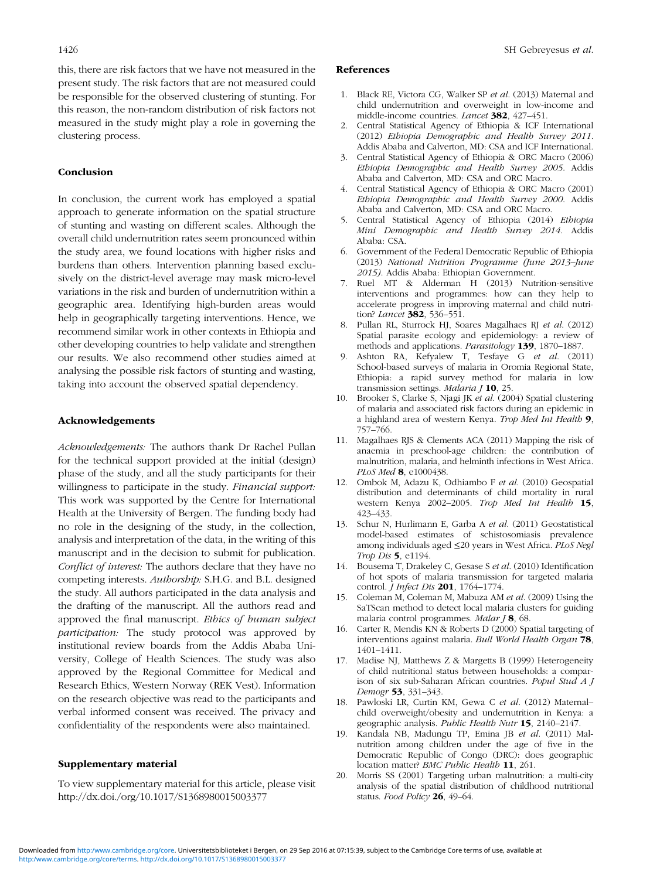this, there are risk factors that we have not measured in the present study. The risk factors that are not measured could be responsible for the observed clustering of stunting. For this reason, the non-random distribution of risk factors not measured in the study might play a role in governing the clustering process.

## Conclusion

In conclusion, the current work has employed a spatial approach to generate information on the spatial structure of stunting and wasting on different scales. Although the overall child undernutrition rates seem pronounced within the study area, we found locations with higher risks and burdens than others. Intervention planning based exclusively on the district-level average may mask micro-level variations in the risk and burden of undernutrition within a geographic area. Identifying high-burden areas would help in geographically targeting interventions. Hence, we recommend similar work in other contexts in Ethiopia and other developing countries to help validate and strengthen our results. We also recommend other studies aimed at analysing the possible risk factors of stunting and wasting, taking into account the observed spatial dependency.

## Acknowledgements

*Acknowledgements:* The authors thank Dr Rachel Pullan for the technical support provided at the initial (design) phase of the study, and all the study participants for their willingness to participate in the study. *Financial support:* This work was supported by the Centre for International Health at the University of Bergen. The funding body had no role in the designing of the study, in the collection, analysis and interpretation of the data, in the writing of this manuscript and in the decision to submit for publication. *Conflict of interest:* The authors declare that they have no competing interests. *Authorship:* S.H.G. and B.L. designed the study. All authors participated in the data analysis and the drafting of the manuscript. All the authors read and approved the final manuscript. *Ethics of human subject participation:* The study protocol was approved by institutional review boards from the Addis Ababa University, College of Health Sciences. The study was also approved by the Regional Committee for Medical and Research Ethics, Western Norway (REK Vest). Information on the research objective was read to the participants and verbal informed consent was received. The privacy and confidentiality of the respondents were also maintained.

## Supplementary material

To view supplementary material for this article, please visit http://dx.doi./org/10.1017/S1368980015003377

## References

1. Black RE, Victora CG, Walker SP *et al.* (2013) Maternal and child undernutrition and overweight in low-income and middle-income countries. *Lancet* **382**, 427–451.
2. Central Statistical Agency of Ethiopia & ICF International (2012) *Ethiopia Demographic and Health Survey 2011*. Addis Ababa and Calverton, MD: CSA and ICF International.
3. Central Statistical Agency of Ethiopia & ORC Macro (2006) *Ethiopia Demographic and Health Survey 2005*. Addis Ababa and Calverton, MD: CSA and ORC Macro.
4. Central Statistical Agency of Ethiopia & ORC Macro (2001) *Ethiopia Demographic and Health Survey 2000*. Addis Ababa and Calverton, MD: CSA and ORC Macro.
5. Central Statistical Agency of Ethiopia (2014) *Ethiopia Mini Demographic and Health Survey 2014*. Addis Ababa: CSA.
6. Government of the Federal Democratic Republic of Ethiopia (2013) *National Nutrition Programme (June 2013–June 2015)*. Addis Ababa: Ethiopian Government.
7. Ruel MT & Alderman H (2013) Nutrition-sensitive interventions and programmes: how can they help to accelerate progress in improving maternal and child nutrition? *Lancet* **382**, 536–551.
8. Pullan RL, Sturrock HJ, Soares Magalhaes RJ *et al.* (2012) Spatial parasite ecology and epidemiology: a review of methods and applications. *Parasitology* **139**, 1870–1887.
9. Ashton RA, Kefyalew T, Tesfaye G *et al.* (2011) School-based surveys of malaria in Oromia Regional State, Ethiopia: a rapid survey method for malaria in low transmission settings. *Malaria J* **10**, 25.
10. Brooker S, Clarke S, Njagi JK *et al.* (2004) Spatial clustering of malaria and associated risk factors during an epidemic in a highland area of western Kenya. *Trop Med Int Health* **9**, 757–766.
11. Magalhaes RJS & Clements ACA (2011) Mapping the risk of anaemia in preschool-age children: the contribution of malnutrition, malaria, and helminth infections in West Africa. *PLoS Med* **8**, e1000438.
12. Ombok M, Adazu K, Odhiambo F *et al.* (2010) Geospatial distribution and determinants of child mortality in rural western Kenya 2002–2005. *Trop Med Int Health* **15**, 423–433.
13. Schur N, Hurlimann E, Garba A *et al.* (2011) Geostatistical model-based estimates of schistosomiasis prevalence among individuals aged ≤20 years in West Africa. *PLoS Negl Trop Dis* **5**, e1194.
14. Bousema T, Drakeley C, Gesase S *et al.* (2010) Identification of hot spots of malaria transmission for targeted malaria control. *J Infect Dis* **201**, 1764–1774.
15. Coleman M, Coleman M, Mabuza AM *et al.* (2009) Using the SaTScan method to detect local malaria clusters for guiding malaria control programmes. *Malar J* **8**, 68.
16. Carter R, Mendis KN & Roberts D (2000) Spatial targeting of interventions against malaria. *Bull World Health Organ* **78**, 1401–1411.
17. Madise NJ, Matthews Z & Margetts B (1999) Heterogeneity of child nutritional status between households: a comparison of six sub-Saharan African countries. *Popul Stud A J Demogr* **53**, 331–343.
18. Pawloski LR, Curtin KM, Gewa C *et al.* (2012) Maternal–child overweight/obesity and undernutrition in Kenya: a geographic analysis. *Public Health Nutr* **15**, 2140–2147.
19. Kandala NB, Madungu TP, Emina JB *et al.* (2011) Malnutrition among children under the age of five in the Democratic Republic of Congo (DRC): does geographic location matter? *BMC Public Health* **11**, 261.
20. Morris SS (2001) Targeting urban malnutrition: a multi-city analysis of the spatial distribution of childhood nutritional status. *Food Policy* **26**, 49–64.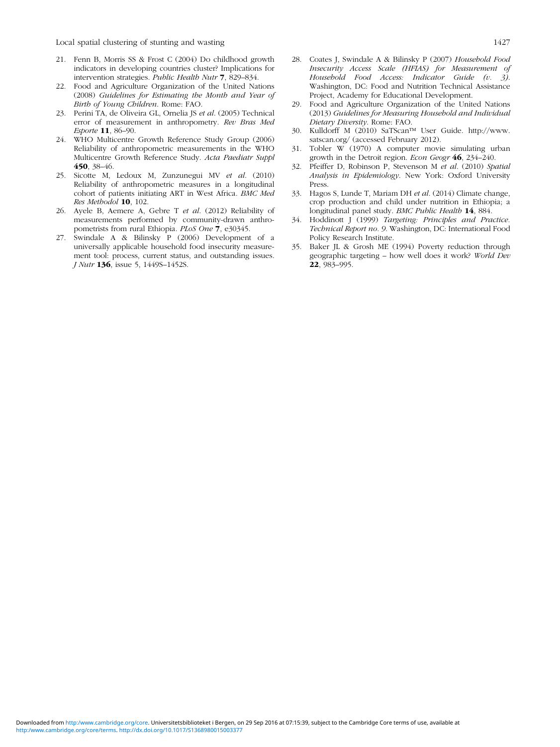21. Fenn B, Morris SS & Frost C (2004) Do childhood growth indicators in developing countries cluster? Implications for intervention strategies. *Public Health Nutr* **7**, 829–834.
22. Food and Agriculture Organization of the United Nations (2008) *Guidelines for Estimating the Month and Year of Birth of Young Children*. Rome: FAO.
23. Perini TA, de Oliveira GL, Ornelia JS *et al.* (2005) Technical error of measurement in anthropometry. *Rev Bras Med Esporte* **11**, 86–90.
24. WHO Multicentre Growth Reference Study Group (2006) Reliability of anthropometric measurements in the WHO Multicentre Growth Reference Study. *Acta Paediatr Suppl* **450**, 38–46.
25. Sicotte M, Ledoux M, Zunzunegui MV *et al.* (2010) Reliability of anthropometric measures in a longitudinal cohort of patients initiating ART in West Africa. *BMC Med Res Methodol* **10**, 102.
26. Ayele B, Aemere A, Gebre T *et al.* (2012) Reliability of measurements performed by community-drawn anthropometrists from rural Ethiopia. *PLoS One* **7**, e30345.
27. Swindale A & Bilinsky P (2006) Development of a universally applicable household food insecurity measurement tool: process, current status, and outstanding issues. *J Nutr* **136**, issue 5, 1449S–1452S.
28. Coates J, Swindale A & Bilinsky P (2007) *Household Food Insecurity Access Scale (HFIAS) for Measurement of Household Food Access: Indicator Guide (v. 3)*. Washington, DC: Food and Nutrition Technical Assistance Project, Academy for Educational Development.
29. Food and Agriculture Organization of the United Nations (2013) *Guidelines for Measuring Household and Individual Dietary Diversity*. Rome: FAO.
30. Kulldorff M (2010) SaTScan™ User Guide. http://www.satscan.org/ (accessed February 2012).
31. Tobler W (1970) A computer movie simulating urban growth in the Detroit region. *Econ Geogr* **46**, 234–240.
32. Pfeiffer D, Robinson P, Stevenson M *et al.* (2010) *Spatial Analysis in Epidemiology*. New York: Oxford University Press.
33. Hagos S, Lunde T, Mariam DH *et al.* (2014) Climate change, crop production and child under nutrition in Ethiopia; a longitudinal panel study. *BMC Public Health* **14**, 884.
34. Hoddinott J (1999) *Targeting: Principles and Practice. Technical Report no. 9*. Washington, DC: International Food Policy Research Institute.
35. Baker JL & Grosh ME (1994) Poverty reduction through geographic targeting – how well does it work? *World Dev* **22**, 983–995.